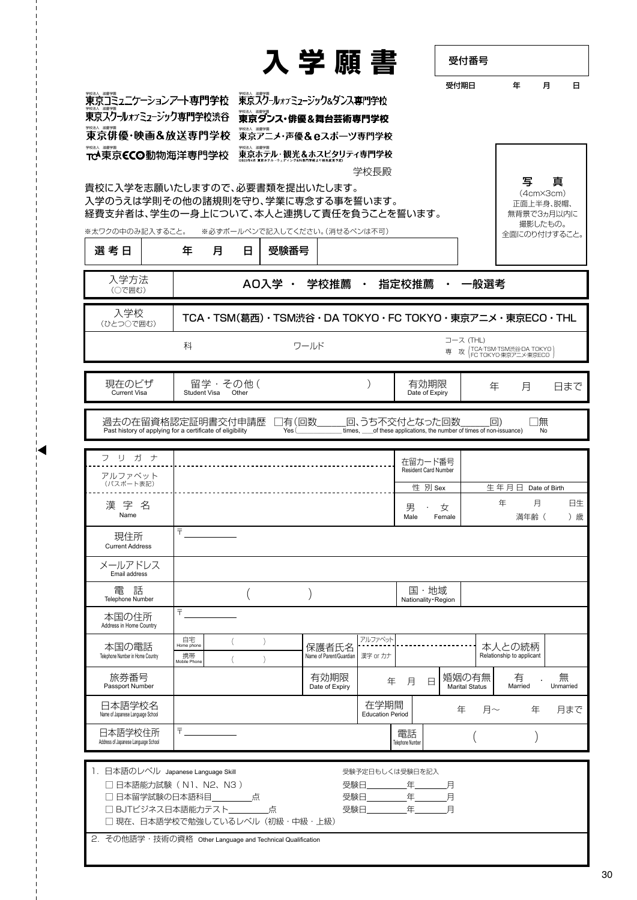# 入学願書

| 受付番号 | |
|---|---|
| 受付期日 | 年　月　日 |

学校法人 滋慶学園 東京コミュニケーションアート専門学校
学校法人 滋慶学園 東京スクールオブミュージック&ダンス専門学校
学校法人 滋慶学園 東京スクールオブミュージック専門学校渋谷
学校法人 滋慶学園 東京ダンス・俳優&舞台芸術専門学校
学校法人 滋慶学園 東京俳優・映画&放送専門学校
学校法人 滋慶学園 東京アニメ・声優&eスポーツ専門学校
学校法人 滋慶学園 TCA東京ECO動物海洋専門学校
学校法人 滋慶学園 東京ホテル・観光&ホスピタリティ専門学校 (2023年4月 東京ホテル・ウェディング&IR専門学校より校名変更予定)

学校長殿

貴校に入学を志願いたしますので、必要書類を提出いたします。
入学のうえは学則その他の諸規則を守り、学業に専念する事を誓います。
経費支弁者は、学生の一身上について、本人と連携して責任を負うことを誓います。

※太ワクの中のみ記入すること。　※必ずボールペンで記入してください。(消せるペンは不可)

**写　真**
(4cm×3cm)
正面上半身、脱帽、無背景で3ヵ月以内に撮影したもの。
全面にのり付けすること。

| 選考日 | 年　月　日 | 受験番号 | |
|---|---|---|---|

| 入学方法 (○で囲む) | AO入学 ・ 学校推薦 ・ 指定校推薦 ・ 一般選考 |
|---|---|

| 入学校 (ひとつ○で囲む) | TCA・TSM(葛西)・TSM渋谷・DA TOKYO・FC TOKYO・東京アニメ・東京ECO・THL |
|---|---|
| | 科　　ワールド　　コース (THL)　専攻 (TCA・TSM・TSM渋谷・DA TOKYO・FC TOKYO・東京アニメ・東京ECO) |

| 現在のビザ Current Visa | 留学・その他 ( 　) Student Visa　Other | 有効期限 Date of Expiry | 年　月　日まで |
|---|---|---|---|

過去の在留資格認定証明書交付申請歴 Past history of applying for a certificate of eligibility　□有(回数＿＿回、うち不交付となった回数＿＿回) Yes (＿＿ times, ＿＿of these applications, the number of times of non-issuance)　□無 No

| フリガナ | | 在留カード番号 Resident Card Number | |
|---|---|---|---|
| アルファベット (パスポート表記) | | 性別 Sex | 生年月日 Date of Birth |
| 漢字名 Name | | 男 Male ・ 女 Female | 年　月　日生　満年齢(　)歳 |
| 現住所 Current Address | 〒 | | |
| メールアドレス Email address | | | |
| 電話 Telephone Number | (　) | 国・地域 Nationality・Region | |
| 本国の住所 Address in Home Country | 〒 | | |
| 本国の電話 Telephone Number in Home Country | 自宅 Home phone (　) / 携帯 Mobile Phone (　) | 保護者氏名 Name of Parent/Guardian　アルファベット / 漢字 or カナ | 本人との続柄 Relationship to applicant |
| 旅券番号 Passport Number | | 有効期限 Date of Expiry　年　月　日 | 婚姻の有無 Marital Status　有 Married ・ 無 Unmarried |
| 日本語学校名 Name of Japanese Language School | | 在学期間 Education Period | 年　月～　年　月まで |
| 日本語学校住所 Address of Japanese Language School | 〒 | 電話 Telephone Number | (　) |

1. 日本語のレベル Japanese Language Skill　　受験予定日もしくは受験日を記入
   - □ 日本語能力試験 (N1、N2、N3)　　受験日＿＿年＿＿月
   - □ 日本留学試験の日本語科目＿＿点　　受験日＿＿年＿＿月
   - □ BJTビジネス日本語能力テスト＿＿点　　受験日＿＿年＿＿月
   - □ 現在、日本語学校で勉強しているレベル (初級・中級・上級)

2. その他語学・技術の資格 Other Language and Technical Qualification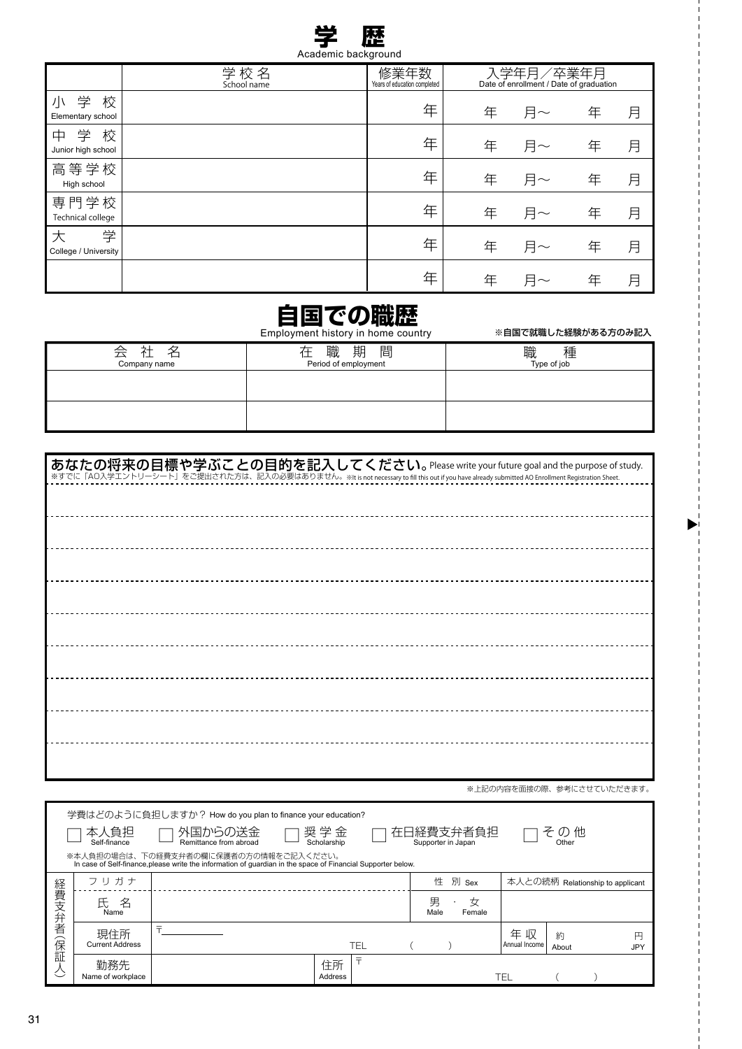# 学　歴

Academic background

| | 学校名 School name | 修業年数 Years of education completed | 入学年月／卒業年月 Date of enrollment / Date of graduation |
|---|---|---|---|
| 小学校 Elementary school | | 年 | 年　月～　年　月 |
| 中学校 Junior high school | | 年 | 年　月～　年　月 |
| 高等学校 High school | | 年 | 年　月～　年　月 |
| 専門学校 Technical college | | 年 | 年　月～　年　月 |
| 大学 College / University | | 年 | 年　月～　年　月 |
| | | 年 | 年　月～　年　月 |

# 自国での職歴

Employment history in home country

**※自国で就職した経験がある方のみ記入**

| 会社名 Company name | 在職期間 Period of employment | 職種 Type of job |
|---|---|---|
| | | |
| | | |

**あなたの将来の目標や学ぶことの目的を記入してください。** Please write your future goal and the purpose of study.

※すでに「AO入学エントリーシート」をご提出された方は、記入の必要はありません。※It is not necessary to fill this out if you have already submitted AO Enrollment Registration Sheet.

※上記の内容を面接の際、参考にさせていただきます。

学費はどのように負担しますか？ How do you plan to finance your education?

☐ 本人負担 Self-finance　☐ 外国からの送金 Remittance from abroad　☐ 奨学金 Scholarship　☐ 在日経費支弁者負担 Supporter in Japan　☐ その他 Other

※本人負担の場合は、下の経費支弁者の欄に保護者の方の情報をご記入ください。
In case of Self-finance,please write the information of guardian in the space of Financial Supporter below.

| 経費支弁者（保証人） | | | | | | |
|---|---|---|---|---|---|---|
| | フリガナ | | | 性別 Sex | 本人との続柄 Relationship to applicant | |
| | 氏名 Name | | | 男・女 Male Female | | |
| | 現住所 Current Address | 〒 | TEL（　） | | 年収 Annual Income | 約 About　円 JPY |
| | 勤務先 Name of workplace | | 住所 Address | 〒 | TEL（　） | |